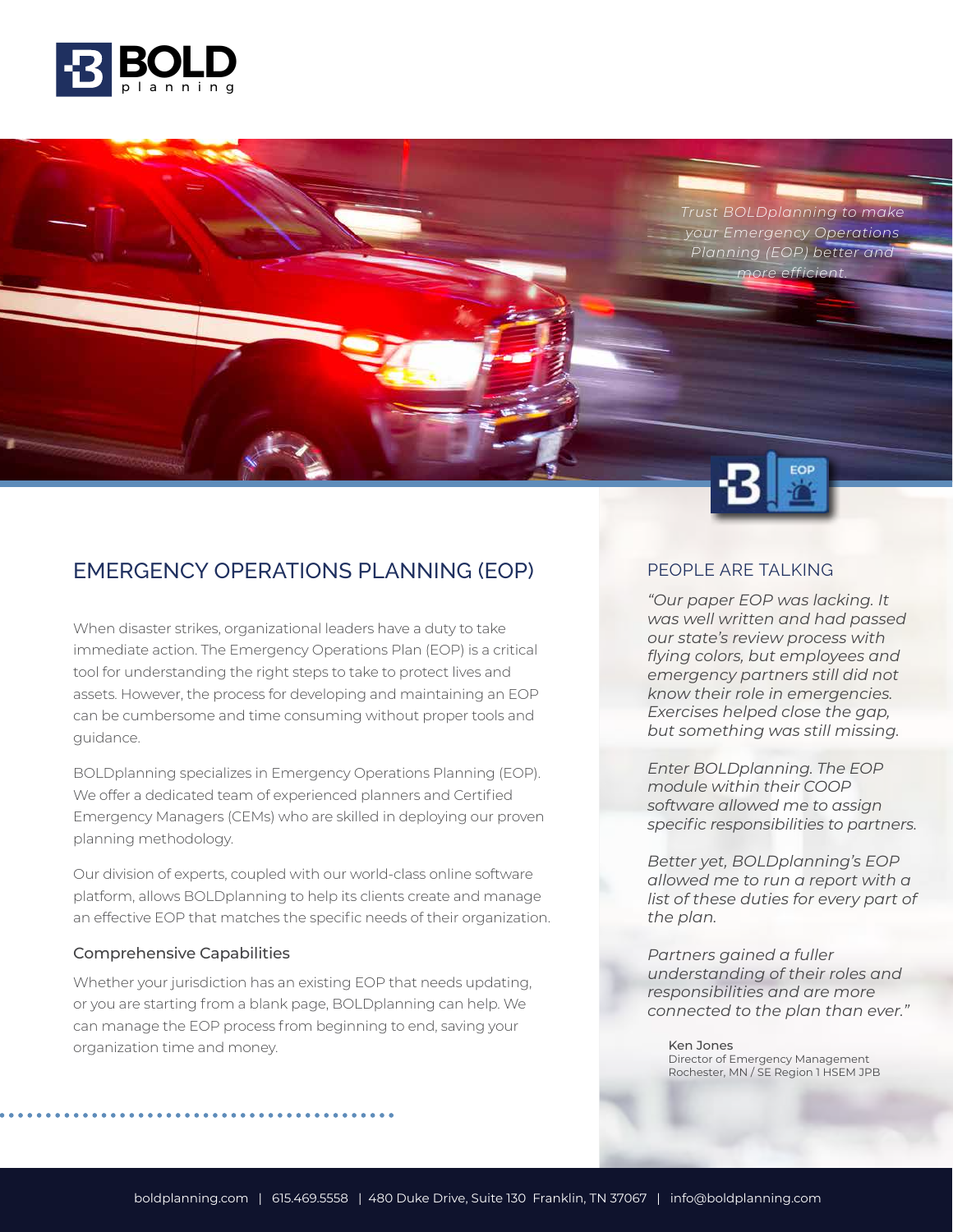Trust BOLDplanning to make your Emergency Operations Planning (EOP) better and more efficient.

## EMERGENCY OPERATIONS PLANNING (EOP)

When disaster strikes, organizational leaders have a duty to take immediate action. The Emergency Operations Plan (EOP) is a critical tool for understanding the right steps to take to protect lives and assets. However, the process for developing and maintaining an EOP can be cumbersome and time consuming without proper tools and guidance.

BOLDplanning specializes in Emergency Operations Planning (EOP). We offer a dedicated team of experienced planners and Certified Emergency Managers (CEMs) who are skilled in deploying our proven planning methodology.

Our division of experts, coupled with our world-class online software platform, allows BOLDplanning to help its clients create and manage an effective EOP that matches the specific needs of their organization.

### Comprehensive Capabilities

Whether your jurisdiction has an existing EOP that needs updating, or you are starting from a blank page, BOLDplanning can help. We can manage the EOP process from beginning to end, saving your organization time and money.

## PEOPLE ARE TALKING

*"Our paper EOP was lacking. It was well written and had passed our state's review process with flying colors, but employees and emergency partners still did not know their role in emergencies. Exercises helped close the gap, but something was still missing.*

*Enter BOLDplanning. The EOP module within their COOP software allowed me to assign specific responsibilities to partners.*

*Better yet, BOLDplanning's EOP allowed me to run a report with a list of these duties for every part of the plan.*

*Partners gained a fuller understanding of their roles and responsibilities and are more connected to the plan than ever."*

Ken Jones
Director of Emergency Management
Rochester, MN / SE Region 1 HSEM JPB

boldplanning.com | 615.469.5558 | 480 Duke Drive, Suite 130 Franklin, TN 37067 | info@boldplanning.com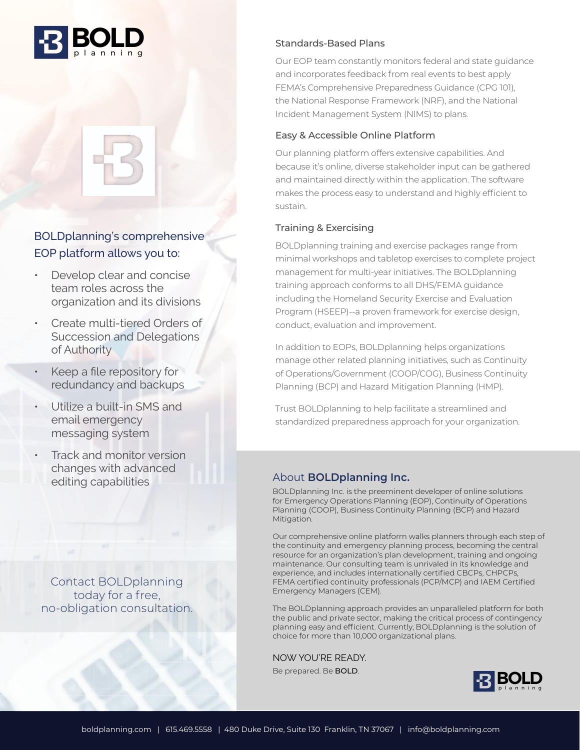BOLD planning

BOLDplanning's comprehensive EOP platform allows you to:

- Develop clear and concise team roles across the organization and its divisions
- Create multi-tiered Orders of Succession and Delegations of Authority
- Keep a file repository for redundancy and backups
- Utilize a built-in SMS and email emergency messaging system
- Track and monitor version changes with advanced editing capabilities

Contact BOLDplanning today for a free, no-obligation consultation.

### Standards-Based Plans

Our EOP team constantly monitors federal and state guidance and incorporates feedback from real events to best apply FEMA's Comprehensive Preparedness Guidance (CPG 101), the National Response Framework (NRF), and the National Incident Management System (NIMS) to plans.

### Easy & Accessible Online Platform

Our planning platform offers extensive capabilities. And because it's online, diverse stakeholder input can be gathered and maintained directly within the application. The software makes the process easy to understand and highly efficient to sustain.

### Training & Exercising

BOLDplanning training and exercise packages range from minimal workshops and tabletop exercises to complete project management for multi-year initiatives. The BOLDplanning training approach conforms to all DHS/FEMA guidance including the Homeland Security Exercise and Evaluation Program (HSEEP)--a proven framework for exercise design, conduct, evaluation and improvement.

In addition to EOPs, BOLDplanning helps organizations manage other related planning initiatives, such as Continuity of Operations/Government (COOP/COG), Business Continuity Planning (BCP) and Hazard Mitigation Planning (HMP).

Trust BOLDplanning to help facilitate a streamlined and standardized preparedness approach for your organization.

## About **BOLDplanning Inc.**

BOLDplanning Inc. is the preeminent developer of online solutions for Emergency Operations Planning (EOP), Continuity of Operations Planning (COOP), Business Continuity Planning (BCP) and Hazard Mitigation.

Our comprehensive online platform walks planners through each step of the continuity and emergency planning process, becoming the central resource for an organization's plan development, training and ongoing maintenance. Our consulting team is unrivaled in its knowledge and experience, and includes internationally certified CBCPs, CHPCPs, FEMA certified continuity professionals (PCP/MCP) and IAEM Certified Emergency Managers (CEM).

The BOLDplanning approach provides an unparalleled platform for both the public and private sector, making the critical process of contingency planning easy and efficient. Currently, BOLDplanning is the solution of choice for more than 10,000 organizational plans.

NOW YOU'RE READY.

Be prepared. Be **BOLD**.

boldplanning.com | 615.469.5558 | 480 Duke Drive, Suite 130 Franklin, TN 37067 | info@boldplanning.com